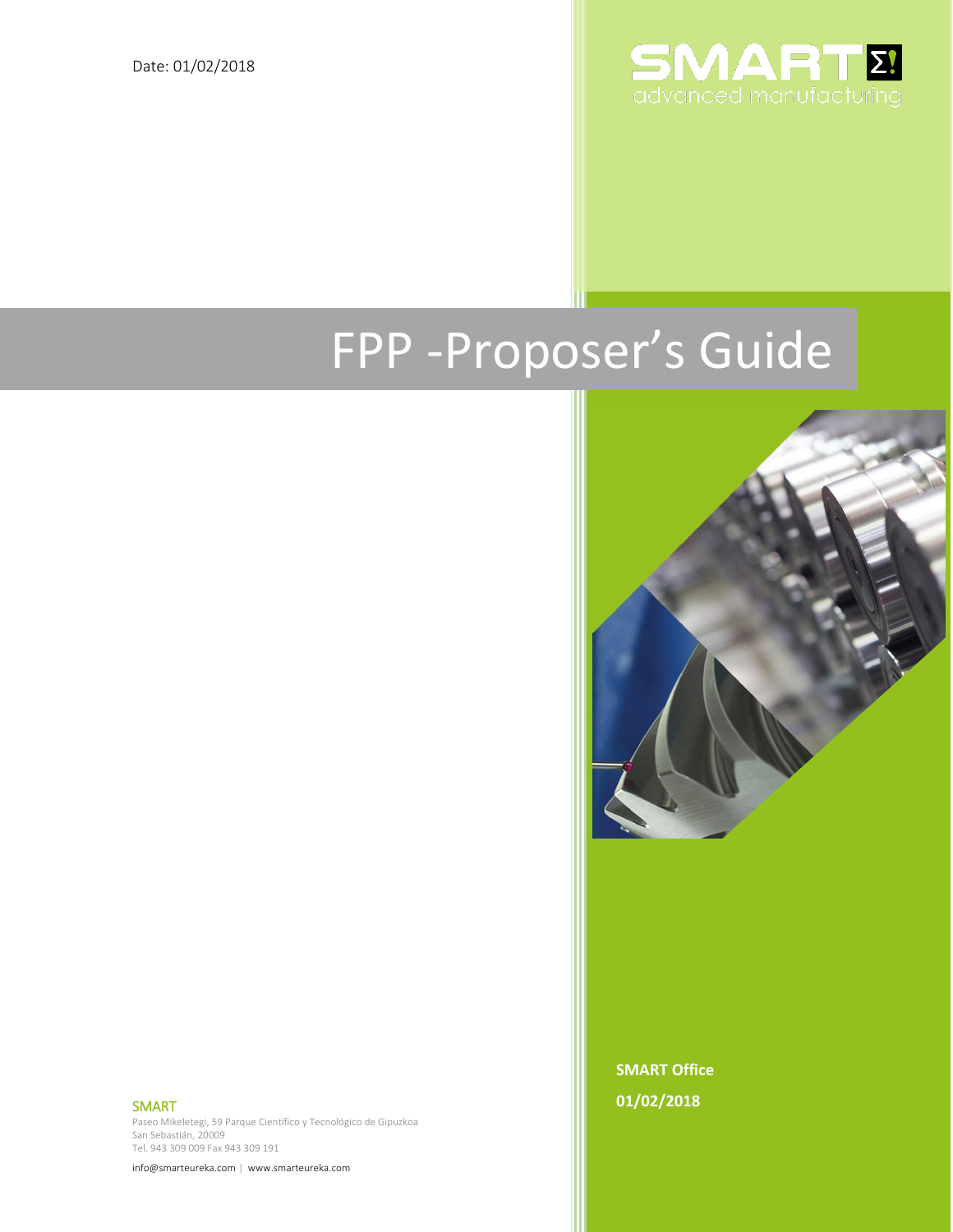Date: 01/02/2018

SMART advanced manufacturing

# FPP -Proposer's Guide

**SMART Office**

**01/02/2018**

SMART

Paseo Mikeletegi, 59 Parque Científico y Tecnológico de Gipuzkoa
San Sebastián, 20009
Tel. 943 309 009 Fax 943 309 191

info@smarteureka.com | www.smarteureka.com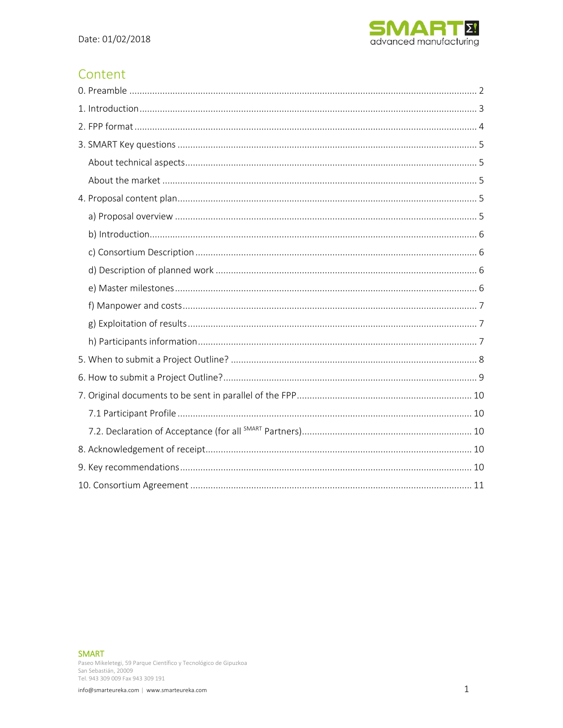Date: 01/02/2018

# Content

0. Preamble ..... 2
1. Introduction ..... 3
2. FPP format ..... 4
3. SMART Key questions ..... 5
   - About technical aspects ..... 5
   - About the market ..... 5
4. Proposal content plan ..... 5
   - a) Proposal overview ..... 5
   - b) Introduction ..... 6
   - c) Consortium Description ..... 6
   - d) Description of planned work ..... 6
   - e) Master milestones ..... 6
   - f) Manpower and costs ..... 7
   - g) Exploitation of results ..... 7
   - h) Participants information ..... 7
5. When to submit a Project Outline? ..... 8
6. How to submit a Project Outline? ..... 9
7. Original documents to be sent in parallel of the FPP ..... 10
   - 7.1 Participant Profile ..... 10
   - 7.2. Declaration of Acceptance (for all SMART Partners) ..... 10
8. Acknowledgement of receipt ..... 10
9. Key recommendations ..... 10
10. Consortium Agreement ..... 11

**SMART**
Paseo Mikeletegi, 59 Parque Científico y Tecnológico de Gipuzkoa
San Sebastián, 20009
Tel. 943 309 009 Fax 943 309 191
info@smarteureka.com | www.smarteureka.com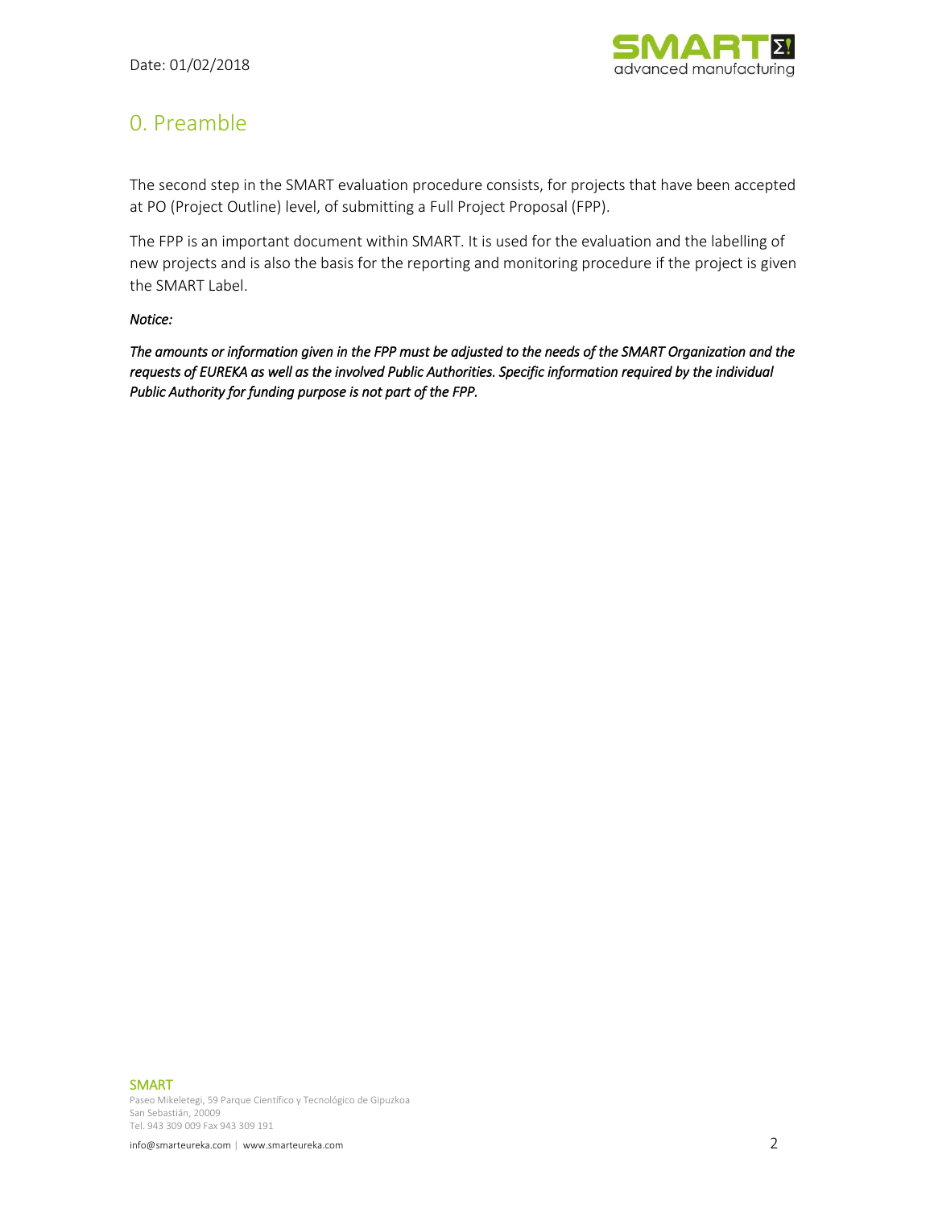# 0. Preamble

The second step in the SMART evaluation procedure consists, for projects that have been accepted at PO (Project Outline) level, of submitting a Full Project Proposal (FPP).

The FPP is an important document within SMART. It is used for the evaluation and the labelling of new projects and is also the basis for the reporting and monitoring procedure if the project is given the SMART Label.

*Notice:*

*The amounts or information given in the FPP must be adjusted to the needs of the SMART Organization and the requests of EUREKA as well as the involved Public Authorities. Specific information required by the individual Public Authority for funding purpose is not part of the FPP.*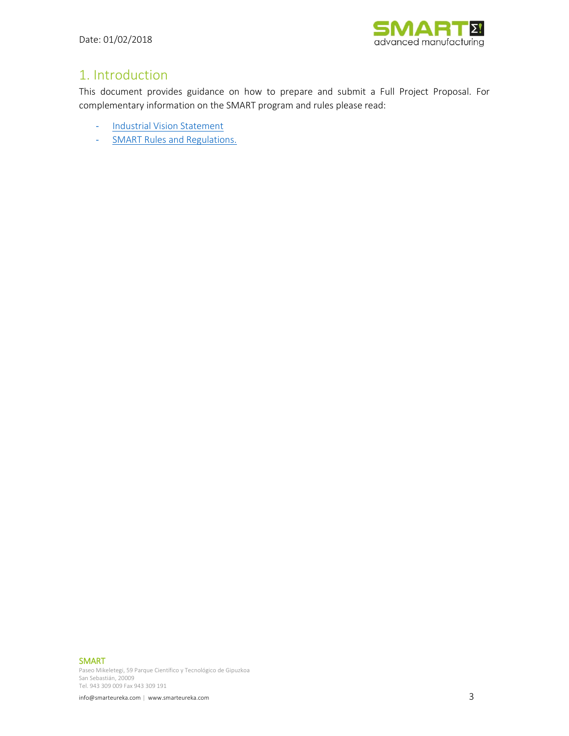# 1. Introduction

This document provides guidance on how to prepare and submit a Full Project Proposal. For complementary information on the SMART program and rules please read:

- Industrial Vision Statement
- SMART Rules and Regulations.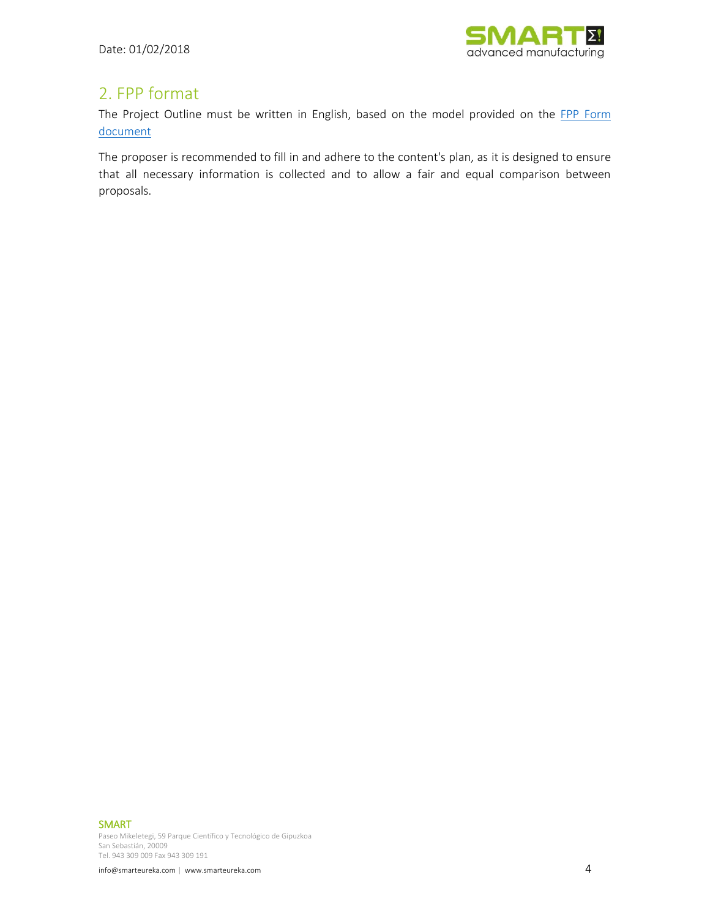## 2. FPP format

The Project Outline must be written in English, based on the model provided on the [FPP Form document]

The proposer is recommended to fill in and adhere to the content's plan, as it is designed to ensure that all necessary information is collected and to allow a fair and equal comparison between proposals.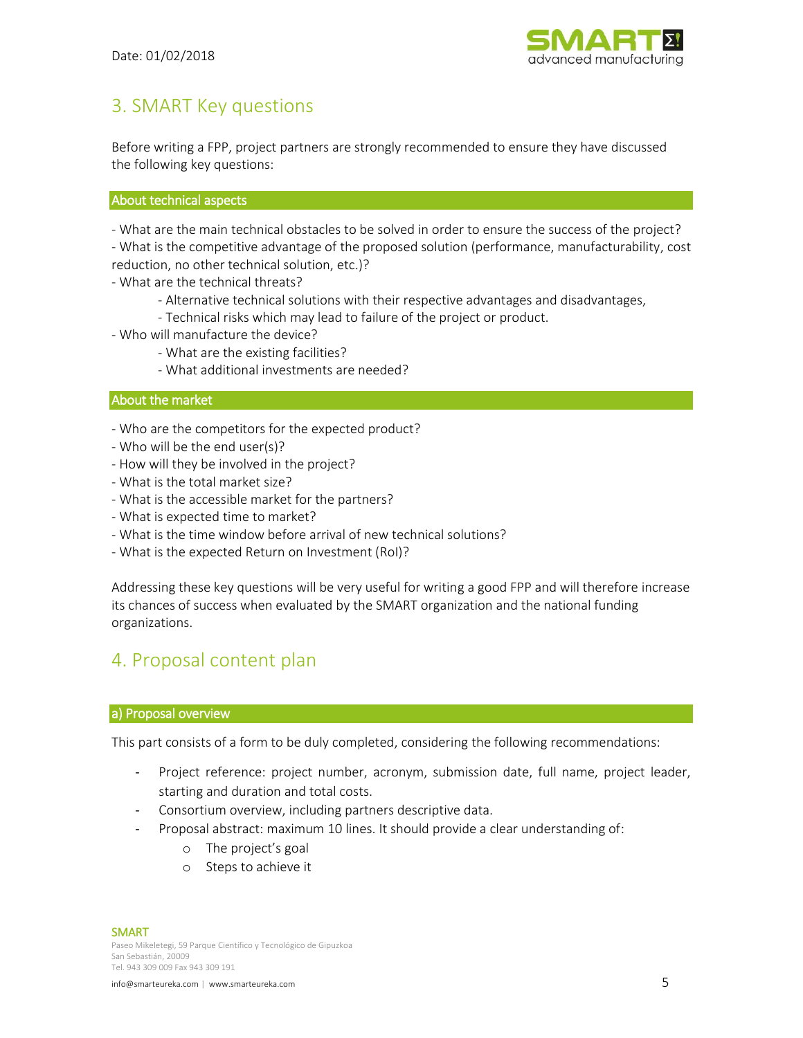## 3. SMART Key questions

Before writing a FPP, project partners are strongly recommended to ensure they have discussed the following key questions:

### About technical aspects

- What are the main technical obstacles to be solved in order to ensure the success of the project?
- What is the competitive advantage of the proposed solution (performance, manufacturability, cost reduction, no other technical solution, etc.)?
- What are the technical threats?
  - Alternative technical solutions with their respective advantages and disadvantages,
  - Technical risks which may lead to failure of the project or product.
- Who will manufacture the device?
  - What are the existing facilities?
  - What additional investments are needed?

### About the market

- Who are the competitors for the expected product?
- Who will be the end user(s)?
- How will they be involved in the project?
- What is the total market size?
- What is the accessible market for the partners?
- What is expected time to market?
- What is the time window before arrival of new technical solutions?
- What is the expected Return on Investment (RoI)?

Addressing these key questions will be very useful for writing a good FPP and will therefore increase its chances of success when evaluated by the SMART organization and the national funding organizations.

## 4. Proposal content plan

### a) Proposal overview

This part consists of a form to be duly completed, considering the following recommendations:

- Project reference: project number, acronym, submission date, full name, project leader, starting and duration and total costs.
- Consortium overview, including partners descriptive data.
- Proposal abstract: maximum 10 lines. It should provide a clear understanding of:
  - The project's goal
  - Steps to achieve it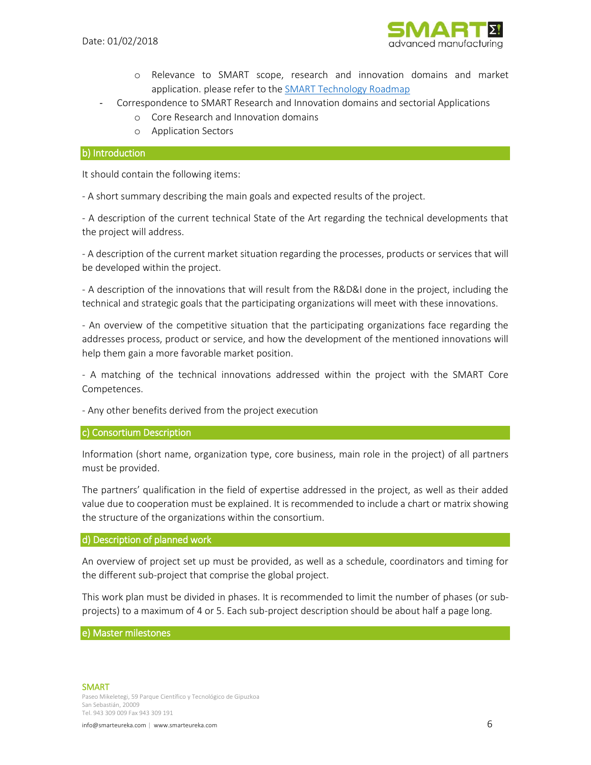- Relevance to SMART scope, research and innovation domains and market application. please refer to the [SMART Technology Roadmap]
- Correspondence to SMART Research and Innovation domains and sectorial Applications
    - Core Research and Innovation domains
    - Application Sectors

## b) Introduction

It should contain the following items:

- A short summary describing the main goals and expected results of the project.

- A description of the current technical State of the Art regarding the technical developments that the project will address.

- A description of the current market situation regarding the processes, products or services that will be developed within the project.

- A description of the innovations that will result from the R&D&I done in the project, including the technical and strategic goals that the participating organizations will meet with these innovations.

- An overview of the competitive situation that the participating organizations face regarding the addresses process, product or service, and how the development of the mentioned innovations will help them gain a more favorable market position.

- A matching of the technical innovations addressed within the project with the SMART Core Competences.

- Any other benefits derived from the project execution

## c) Consortium Description

Information (short name, organization type, core business, main role in the project) of all partners must be provided.

The partners' qualification in the field of expertise addressed in the project, as well as their added value due to cooperation must be explained. It is recommended to include a chart or matrix showing the structure of the organizations within the consortium.

## d) Description of planned work

An overview of project set up must be provided, as well as a schedule, coordinators and timing for the different sub-project that comprise the global project.

This work plan must be divided in phases. It is recommended to limit the number of phases (or sub-projects) to a maximum of 4 or 5. Each sub-project description should be about half a page long.

## e) Master milestones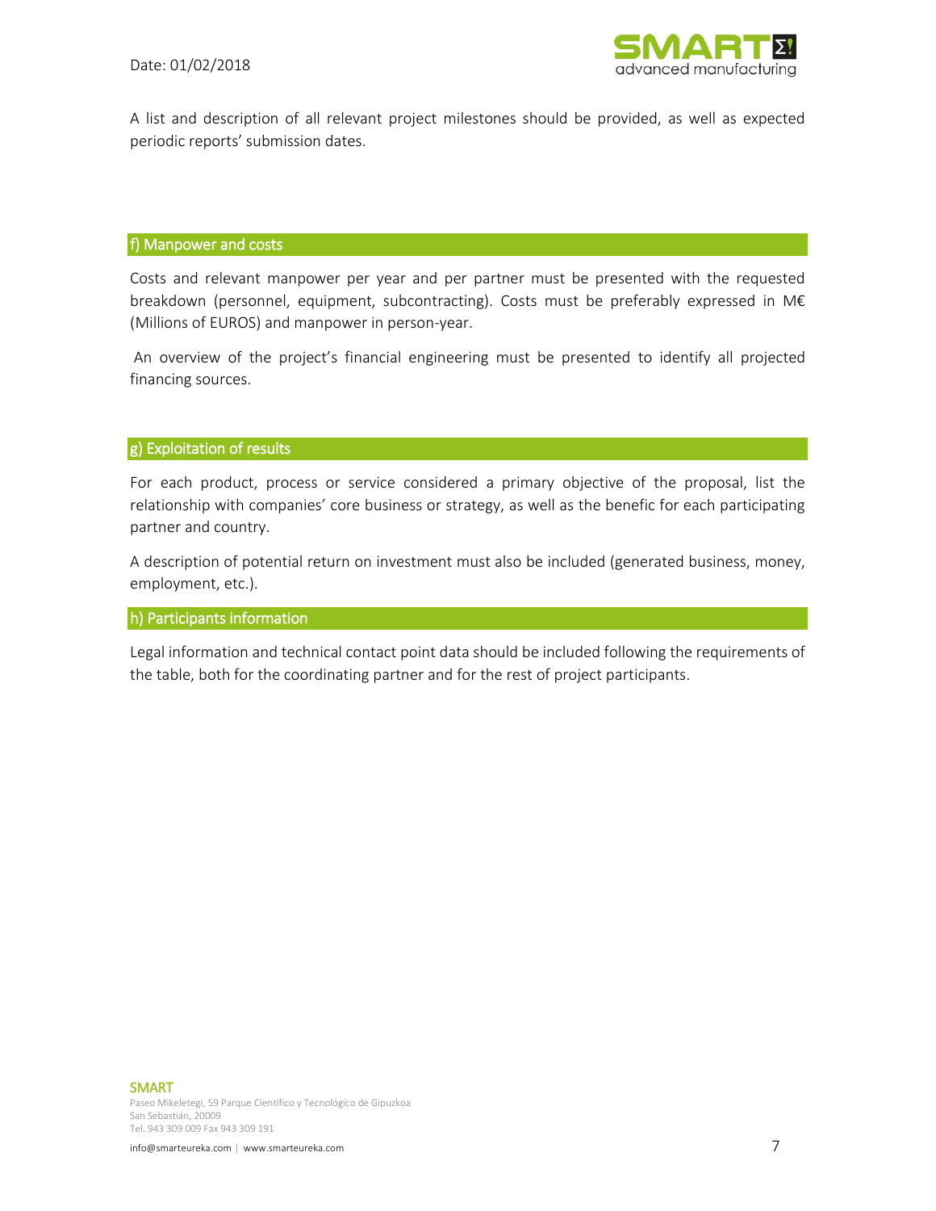A list and description of all relevant project milestones should be provided, as well as expected periodic reports' submission dates.

## f) Manpower and costs

Costs and relevant manpower per year and per partner must be presented with the requested breakdown (personnel, equipment, subcontracting). Costs must be preferably expressed in M€ (Millions of EUROS) and manpower in person-year.

An overview of the project's financial engineering must be presented to identify all projected financing sources.

## g) Exploitation of results

For each product, process or service considered a primary objective of the proposal, list the relationship with companies' core business or strategy, as well as the benefic for each participating partner and country.

A description of potential return on investment must also be included (generated business, money, employment, etc.).

## h) Participants information

Legal information and technical contact point data should be included following the requirements of the table, both for the coordinating partner and for the rest of project participants.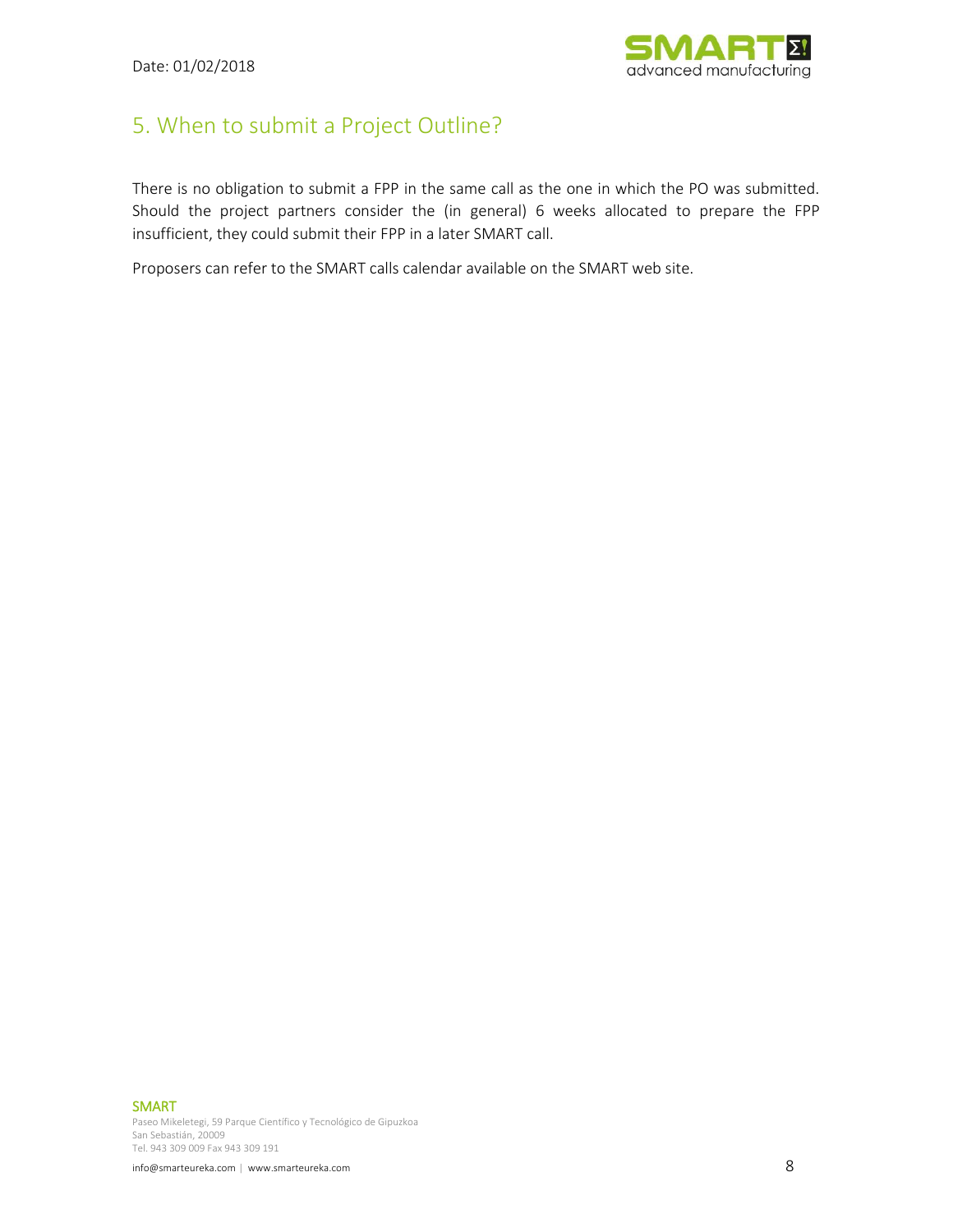## 5. When to submit a Project Outline?

There is no obligation to submit a FPP in the same call as the one in which the PO was submitted. Should the project partners consider the (in general) 6 weeks allocated to prepare the FPP insufficient, they could submit their FPP in a later SMART call.

Proposers can refer to the SMART calls calendar available on the SMART web site.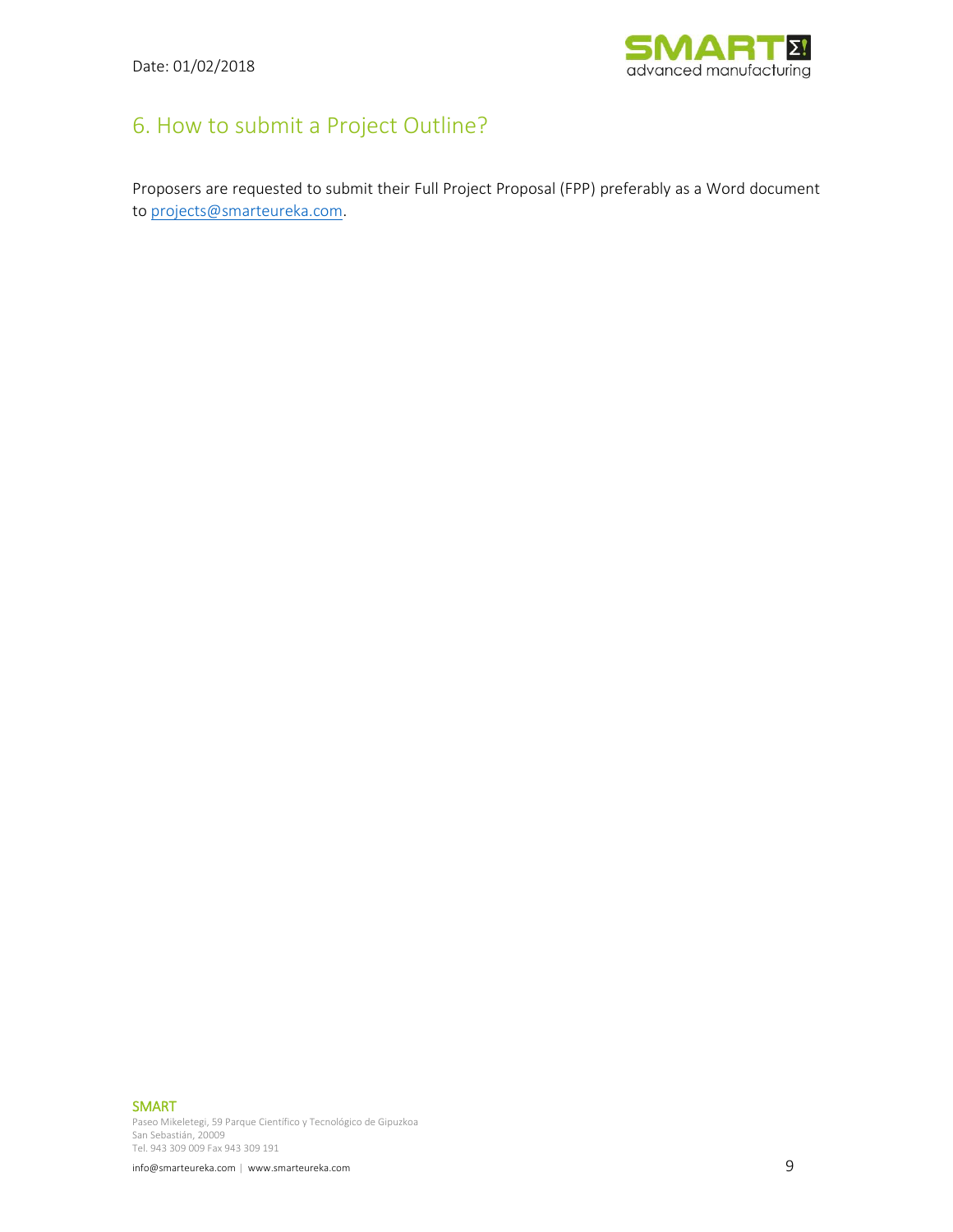## 6. How to submit a Project Outline?

Proposers are requested to submit their Full Project Proposal (FPP) preferably as a Word document to projects@smarteureka.com.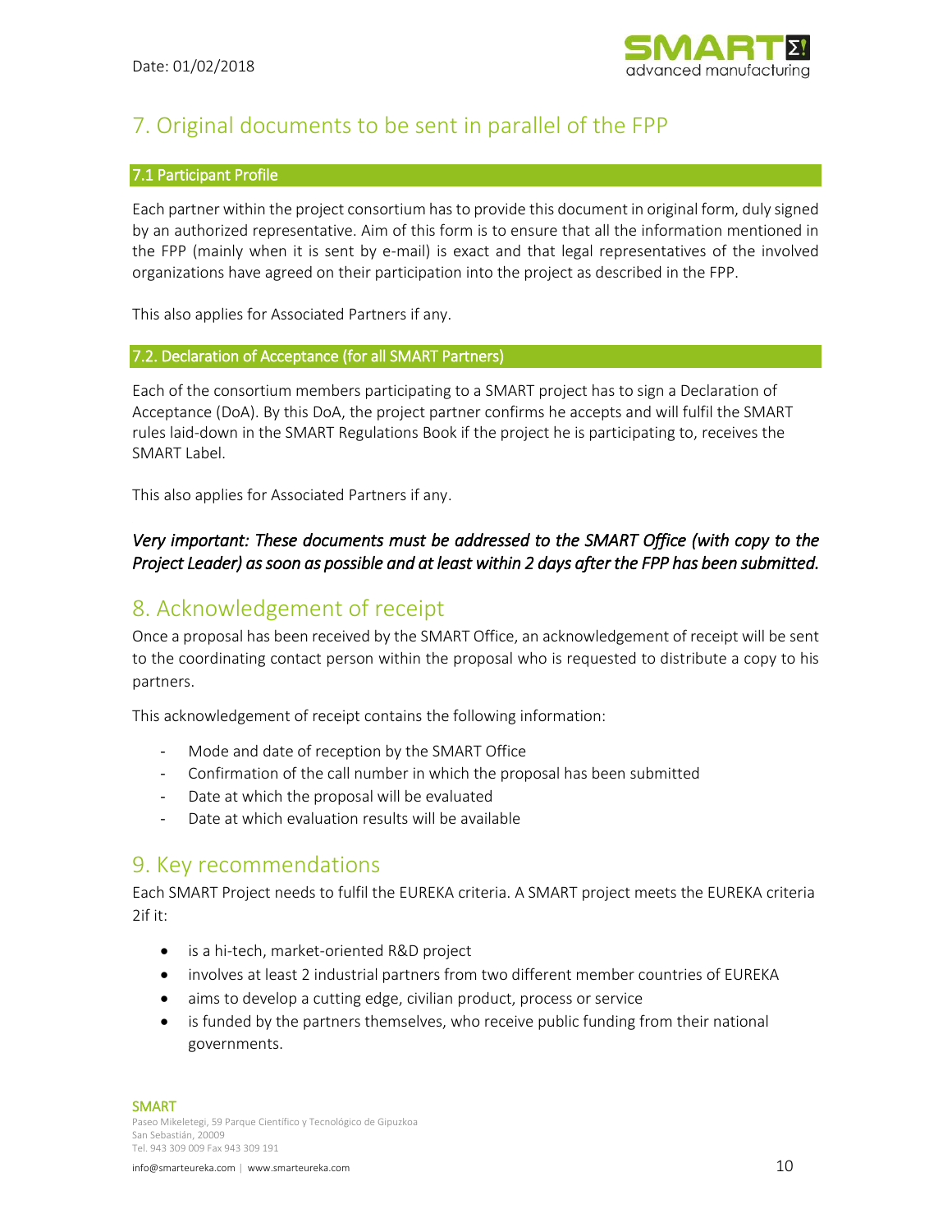# 7. Original documents to be sent in parallel of the FPP

### 7.1 Participant Profile

Each partner within the project consortium has to provide this document in original form, duly signed by an authorized representative. Aim of this form is to ensure that all the information mentioned in the FPP (mainly when it is sent by e-mail) is exact and that legal representatives of the involved organizations have agreed on their participation into the project as described in the FPP.

This also applies for Associated Partners if any.

### 7.2. Declaration of Acceptance (for all SMART Partners)

Each of the consortium members participating to a SMART project has to sign a Declaration of Acceptance (DoA). By this DoA, the project partner confirms he accepts and will fulfil the SMART rules laid-down in the SMART Regulations Book if the project he is participating to, receives the SMART Label.

This also applies for Associated Partners if any.

*Very important: These documents must be addressed to the SMART Office (with copy to the Project Leader) as soon as possible and at least within 2 days after the FPP has been submitted.*

# 8. Acknowledgement of receipt

Once a proposal has been received by the SMART Office, an acknowledgement of receipt will be sent to the coordinating contact person within the proposal who is requested to distribute a copy to his partners.

This acknowledgement of receipt contains the following information:

- Mode and date of reception by the SMART Office
- Confirmation of the call number in which the proposal has been submitted
- Date at which the proposal will be evaluated
- Date at which evaluation results will be available

# 9. Key recommendations

Each SMART Project needs to fulfil the EUREKA criteria. A SMART project meets the EUREKA criteria 2if it:

- is a hi-tech, market-oriented R&D project
- involves at least 2 industrial partners from two different member countries of EUREKA
- aims to develop a cutting edge, civilian product, process or service
- is funded by the partners themselves, who receive public funding from their national governments.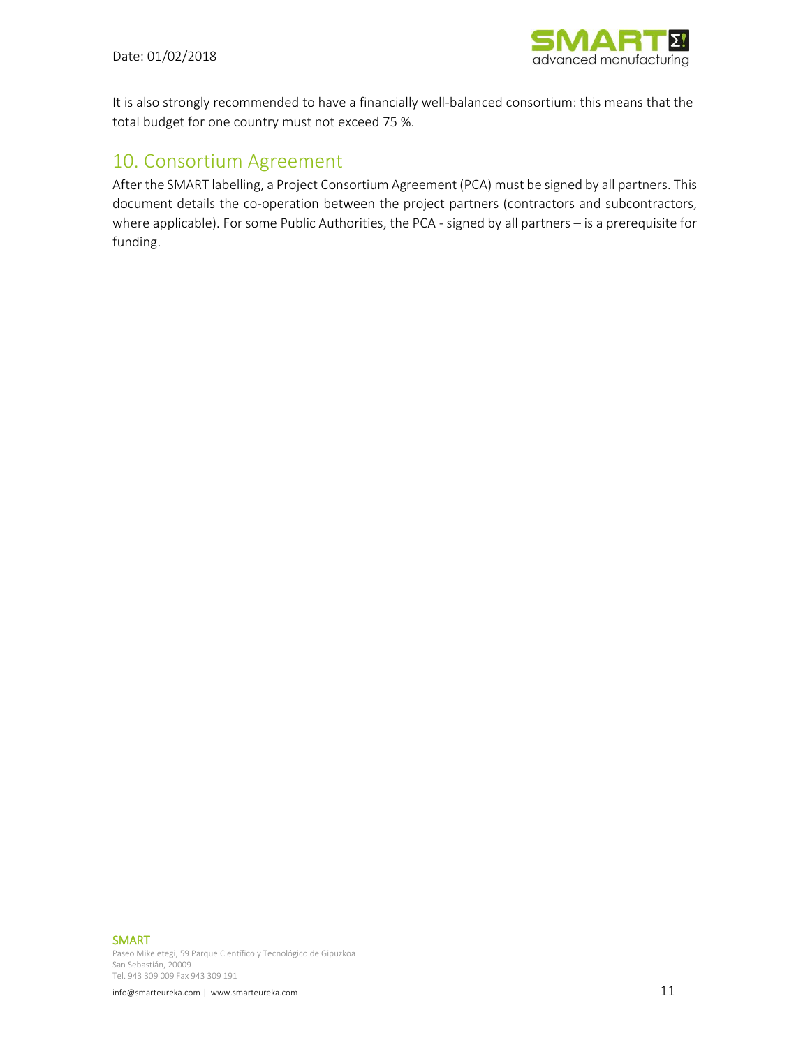It is also strongly recommended to have a financially well-balanced consortium: this means that the total budget for one country must not exceed 75 %.

## 10. Consortium Agreement

After the SMART labelling, a Project Consortium Agreement (PCA) must be signed by all partners. This document details the co-operation between the project partners (contractors and subcontractors, where applicable). For some Public Authorities, the PCA - signed by all partners – is a prerequisite for funding.